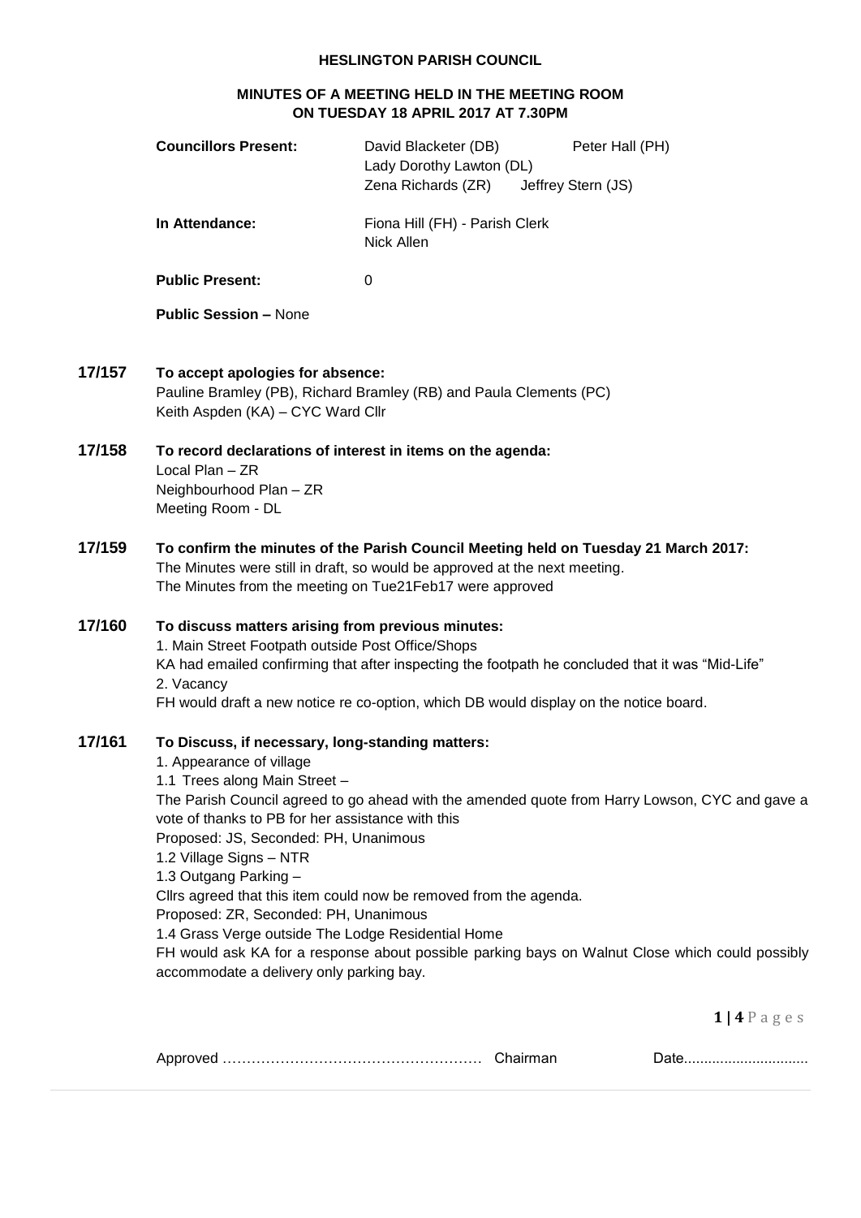**HESLINGTON PARISH COUNCIL**

**MINUTES OF A MEETING HELD IN THE MEETING ROOM ON TUESDAY 18 APRIL 2017 AT 7.30PM**

**Councillors Present:** David Blacketer (DB), Peter Hall (PH), Lady Dorothy Lawton (DL), Zena Richards (ZR), Jeffrey Stern (JS)

**In Attendance:** Fiona Hill (FH) - Parish Clerk, Nick Allen

**Public Present:** 0

**Public Session –** None

**17/157 To accept apologies for absence:**

Pauline Bramley (PB), Richard Bramley (RB) and Paula Clements (PC)
Keith Aspden (KA) – CYC Ward Cllr

**17/158 To record declarations of interest in items on the agenda:**

Local Plan – ZR
Neighbourhood Plan – ZR
Meeting Room - DL

**17/159 To confirm the minutes of the Parish Council Meeting held on Tuesday 21 March 2017:**

The Minutes were still in draft, so would be approved at the next meeting.
The Minutes from the meeting on Tue21Feb17 were approved

**17/160 To discuss matters arising from previous minutes:**

1. Main Street Footpath outside Post Office/Shops
KA had emailed confirming that after inspecting the footpath he concluded that it was "Mid-Life"
2. Vacancy
FH would draft a new notice re co-option, which DB would display on the notice board.

**17/161 To Discuss, if necessary, long-standing matters:**

1. Appearance of village
1.1 Trees along Main Street –
The Parish Council agreed to go ahead with the amended quote from Harry Lowson, CYC and gave a vote of thanks to PB for her assistance with this
Proposed: JS, Seconded: PH, Unanimous
1.2 Village Signs – NTR
1.3 Outgang Parking –
Cllrs agreed that this item could now be removed from the agenda.
Proposed: ZR, Seconded: PH, Unanimous
1.4 Grass Verge outside The Lodge Residential Home
FH would ask KA for a response about possible parking bays on Walnut Close which could possibly accommodate a delivery only parking bay.

Approved ……………………………………………… Chairman Date..............................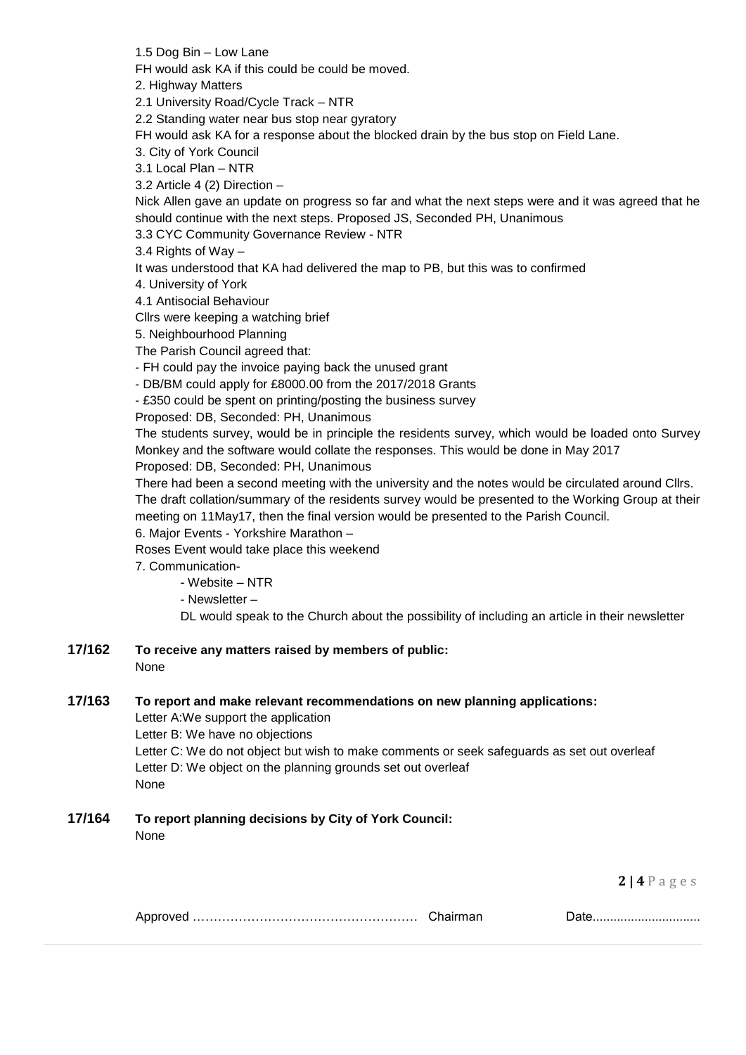1.5 Dog Bin – Low Lane

FH would ask KA if this could be could be moved.

2. Highway Matters

2.1 University Road/Cycle Track – NTR

2.2 Standing water near bus stop near gyratory

FH would ask KA for a response about the blocked drain by the bus stop on Field Lane.

3. City of York Council

3.1 Local Plan – NTR

3.2 Article 4 (2) Direction –

Nick Allen gave an update on progress so far and what the next steps were and it was agreed that he should continue with the next steps. Proposed JS, Seconded PH, Unanimous

3.3 CYC Community Governance Review - NTR

3.4 Rights of Way –

It was understood that KA had delivered the map to PB, but this was to confirmed

4. University of York

4.1 Antisocial Behaviour

Cllrs were keeping a watching brief

5. Neighbourhood Planning

The Parish Council agreed that:

- FH could pay the invoice paying back the unused grant
- DB/BM could apply for £8000.00 from the 2017/2018 Grants
- £350 could be spent on printing/posting the business survey

Proposed: DB, Seconded: PH, Unanimous

The students survey, would be in principle the residents survey, which would be loaded onto Survey Monkey and the software would collate the responses. This would be done in May 2017

Proposed: DB, Seconded: PH, Unanimous

There had been a second meeting with the university and the notes would be circulated around Cllrs. The draft collation/summary of the residents survey would be presented to the Working Group at their meeting on 11May17, then the final version would be presented to the Parish Council.

6. Major Events - Yorkshire Marathon –

Roses Event would take place this weekend

7. Communication-

- Website – NTR
- Newsletter –

  DL would speak to the Church about the possibility of including an article in their newsletter

**17/162 To receive any matters raised by members of public:**

None

**17/163 To report and make relevant recommendations on new planning applications:**

Letter A:We support the application

Letter B: We have no objections

Letter C: We do not object but wish to make comments or seek safeguards as set out overleaf

Letter D: We object on the planning grounds set out overleaf

None

**17/164 To report planning decisions by City of York Council:**

None

Approved …………………………………………… Chairman Date..............................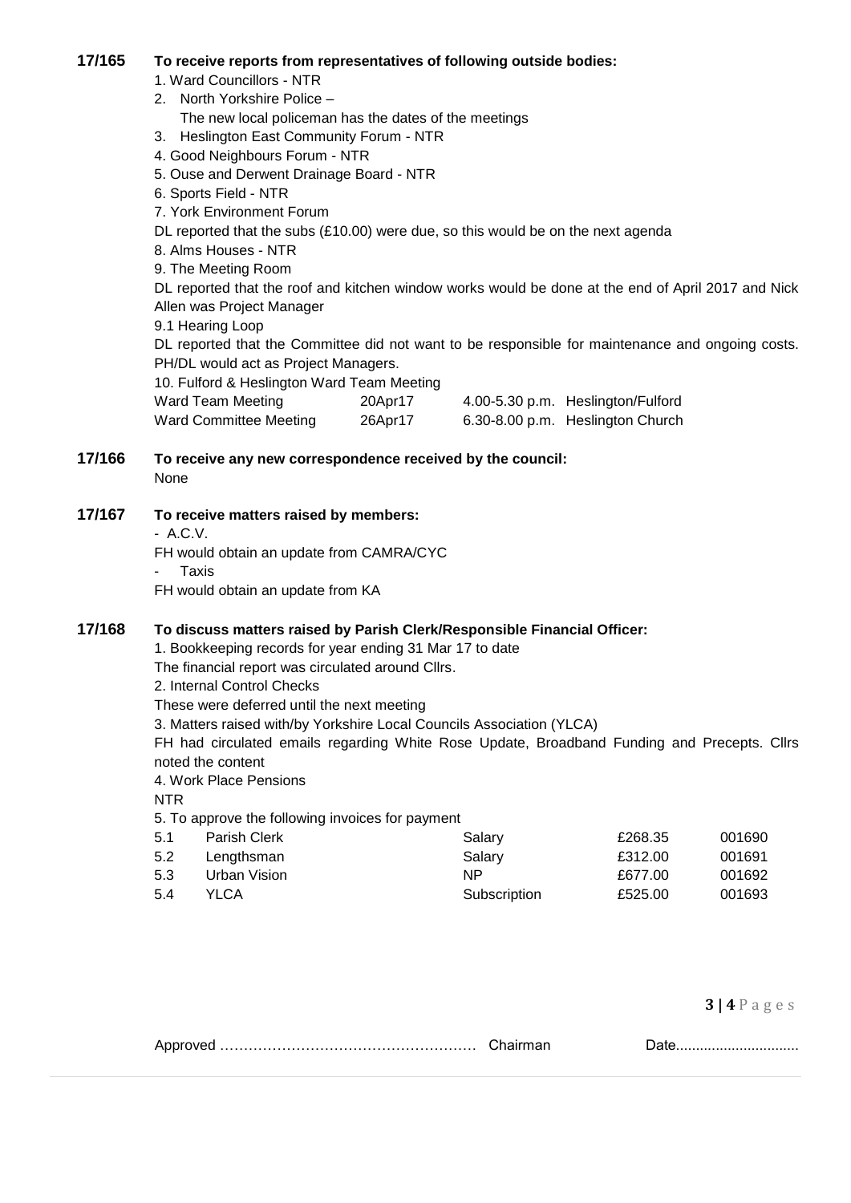**17/165** **To receive reports from representatives of following outside bodies:**

1. Ward Councillors - NTR
2. North Yorkshire Police –
   The new local policeman has the dates of the meetings
3. Heslington East Community Forum - NTR
4. Good Neighbours Forum - NTR
5. Ouse and Derwent Drainage Board - NTR
6. Sports Field - NTR
7. York Environment Forum

DL reported that the subs (£10.00) were due, so this would be on the next agenda

8. Alms Houses - NTR
9. The Meeting Room

DL reported that the roof and kitchen window works would be done at the end of April 2017 and Nick Allen was Project Manager

9.1 Hearing Loop

DL reported that the Committee did not want to be responsible for maintenance and ongoing costs. PH/DL would act as Project Managers.

10. Fulford & Heslington Ward Team Meeting

| | | | |
|---|---|---|---|
| Ward Team Meeting | 20Apr17 | 4.00-5.30 p.m. | Heslington/Fulford |
| Ward Committee Meeting | 26Apr17 | 6.30-8.00 p.m. | Heslington Church |

**17/166** **To receive any new correspondence received by the council:**

None

**17/167** **To receive matters raised by members:**

- A.C.V.

FH would obtain an update from CAMRA/CYC

- Taxis

FH would obtain an update from KA

**17/168** **To discuss matters raised by Parish Clerk/Responsible Financial Officer:**

1. Bookkeeping records for year ending 31 Mar 17 to date

The financial report was circulated around Cllrs.

2. Internal Control Checks

These were deferred until the next meeting

3. Matters raised with/by Yorkshire Local Councils Association (YLCA)

FH had circulated emails regarding White Rose Update, Broadband Funding and Precepts. Cllrs noted the content

4. Work Place Pensions

NTR

5. To approve the following invoices for payment

| | | | | |
|---|---|---|---|---|
| 5.1 | Parish Clerk | Salary | £268.35 | 001690 |
| 5.2 | Lengthsman | Salary | £312.00 | 001691 |
| 5.3 | Urban Vision | NP | £677.00 | 001692 |
| 5.4 | YLCA | Subscription | £525.00 | 001693 |

Approved ……………………………………………… Chairman Date..............................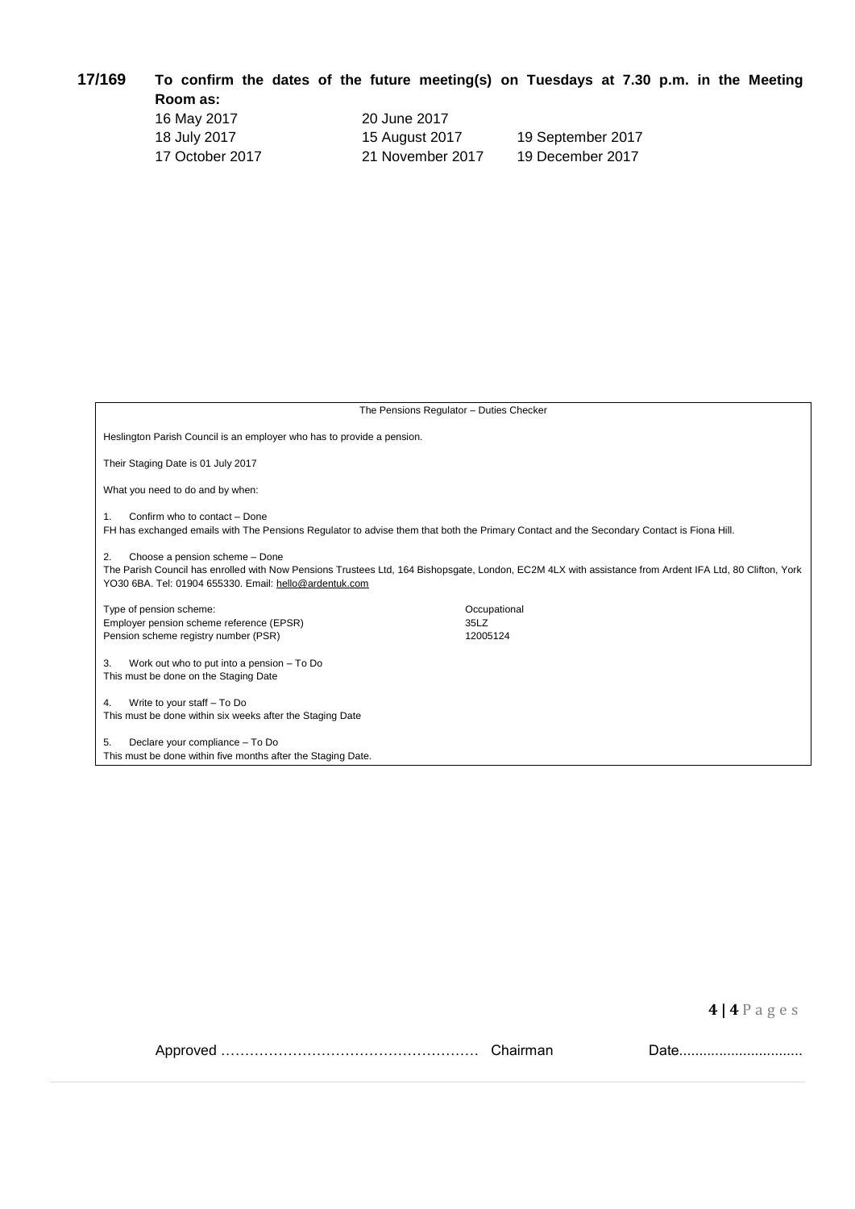**17/169 To confirm the dates of the future meeting(s) on Tuesdays at 7.30 p.m. in the Meeting Room as:**

| | | |
|---|---|---|
| 16 May 2017 | 20 June 2017 | |
| 18 July 2017 | 15 August 2017 | 19 September 2017 |
| 17 October 2017 | 21 November 2017 | 19 December 2017 |

The Pensions Regulator – Duties Checker

Heslington Parish Council is an employer who has to provide a pension.

Their Staging Date is 01 July 2017

What you need to do and by when:

1. Confirm who to contact – Done
FH has exchanged emails with The Pensions Regulator to advise them that both the Primary Contact and the Secondary Contact is Fiona Hill.

2. Choose a pension scheme – Done
The Parish Council has enrolled with Now Pensions Trustees Ltd, 164 Bishopsgate, London, EC2M 4LX with assistance from Ardent IFA Ltd, 80 Clifton, York YO30 6BA. Tel: 01904 655330. Email: hello@ardentuk.com

| | |
|---|---|
| Type of pension scheme: | Occupational |
| Employer pension scheme reference (EPSR) | 35LZ |
| Pension scheme registry number (PSR) | 12005124 |

3. Work out who to put into a pension – To Do
This must be done on the Staging Date

4. Write to your staff – To Do
This must be done within six weeks after the Staging Date

5. Declare your compliance – To Do
This must be done within five months after the Staging Date.

Approved ……………………………………………… Chairman Date...............................